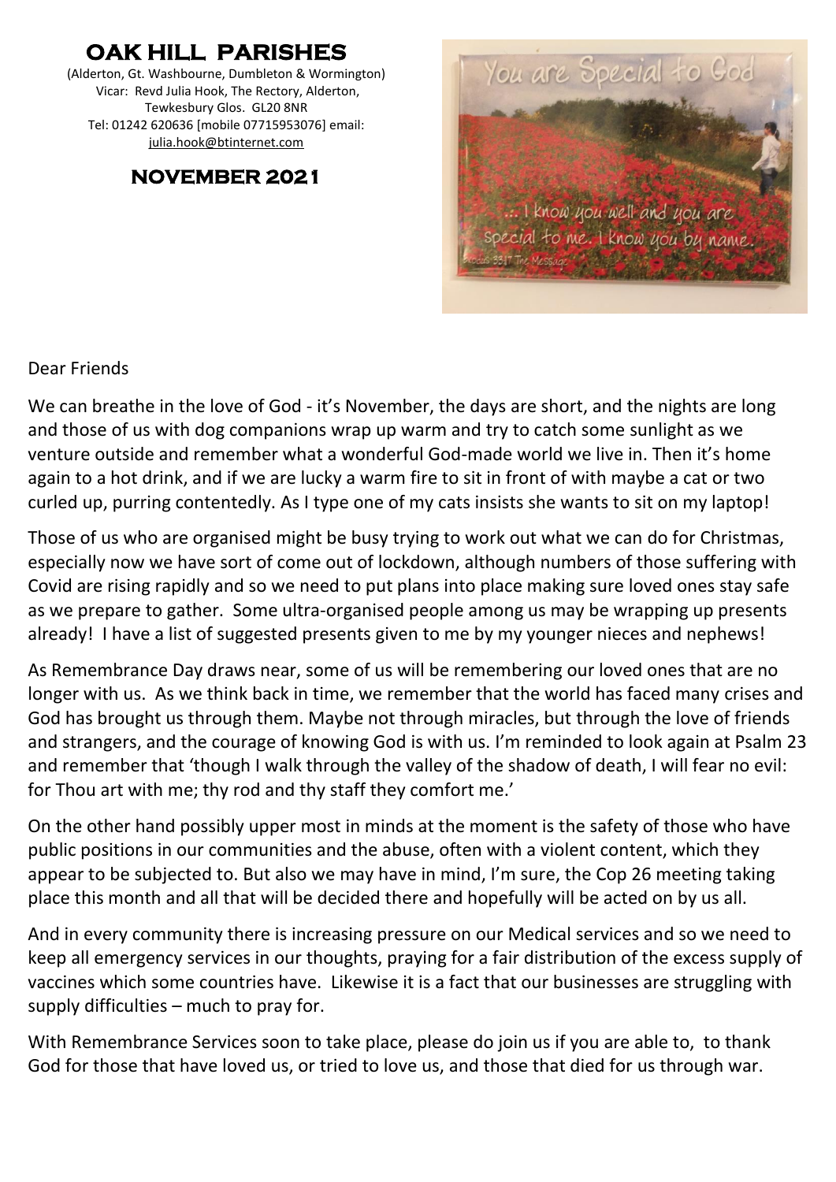# OAK HILL PARISHES

(Alderton, Gt. Washbourne, Dumbleton & Wormington)
Vicar: Revd Julia Hook, The Rectory, Alderton, Tewkesbury Glos. GL20 8NR
Tel: 01242 620636 [mobile 07715953076] email: julia.hook@btinternet.com

## NOVEMBER 2021

Dear Friends

We can breathe in the love of God - it's November, the days are short, and the nights are long and those of us with dog companions wrap up warm and try to catch some sunlight as we venture outside and remember what a wonderful God-made world we live in. Then it's home again to a hot drink, and if we are lucky a warm fire to sit in front of with maybe a cat or two curled up, purring contentedly. As I type one of my cats insists she wants to sit on my laptop!

Those of us who are organised might be busy trying to work out what we can do for Christmas, especially now we have sort of come out of lockdown, although numbers of those suffering with Covid are rising rapidly and so we need to put plans into place making sure loved ones stay safe as we prepare to gather. Some ultra-organised people among us may be wrapping up presents already! I have a list of suggested presents given to me by my younger nieces and nephews!

As Remembrance Day draws near, some of us will be remembering our loved ones that are no longer with us. As we think back in time, we remember that the world has faced many crises and God has brought us through them. Maybe not through miracles, but through the love of friends and strangers, and the courage of knowing God is with us. I'm reminded to look again at Psalm 23 and remember that 'though I walk through the valley of the shadow of death, I will fear no evil: for Thou art with me; thy rod and thy staff they comfort me.'

On the other hand possibly upper most in minds at the moment is the safety of those who have public positions in our communities and the abuse, often with a violent content, which they appear to be subjected to. But also we may have in mind, I'm sure, the Cop 26 meeting taking place this month and all that will be decided there and hopefully will be acted on by us all.

And in every community there is increasing pressure on our Medical services and so we need to keep all emergency services in our thoughts, praying for a fair distribution of the excess supply of vaccines which some countries have. Likewise it is a fact that our businesses are struggling with supply difficulties – much to pray for.

With Remembrance Services soon to take place, please do join us if you are able to, to thank God for those that have loved us, or tried to love us, and those that died for us through war.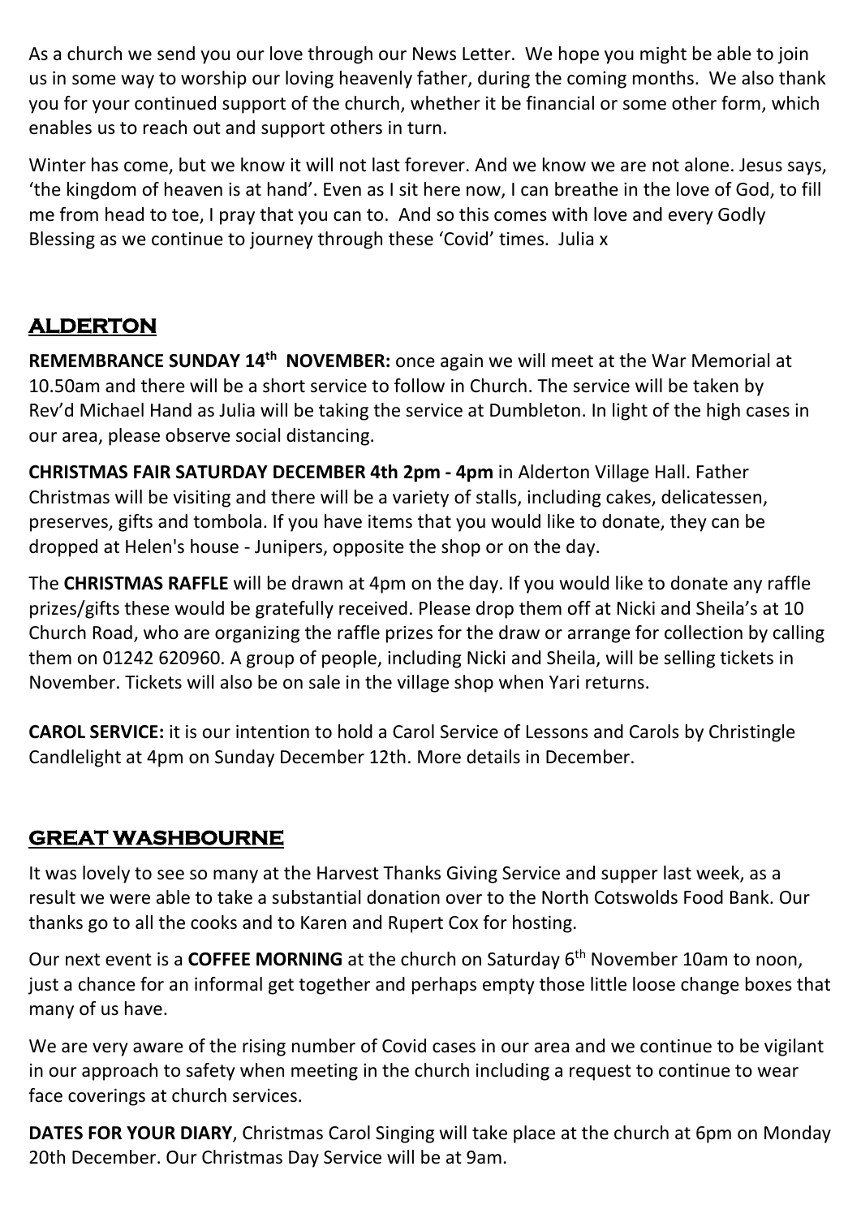As a church we send you our love through our News Letter. We hope you might be able to join us in some way to worship our loving heavenly father, during the coming months. We also thank you for your continued support of the church, whether it be financial or some other form, which enables us to reach out and support others in turn.

Winter has come, but we know it will not last forever. And we know we are not alone. Jesus says, 'the kingdom of heaven is at hand'. Even as I sit here now, I can breathe in the love of God, to fill me from head to toe, I pray that you can to. And so this comes with love and every Godly Blessing as we continue to journey through these 'Covid' times. Julia x

## ALDERTON

**REMEMBRANCE SUNDAY 14th NOVEMBER:** once again we will meet at the War Memorial at 10.50am and there will be a short service to follow in Church. The service will be taken by Rev'd Michael Hand as Julia will be taking the service at Dumbleton. In light of the high cases in our area, please observe social distancing.

**CHRISTMAS FAIR SATURDAY DECEMBER 4th 2pm - 4pm** in Alderton Village Hall. Father Christmas will be visiting and there will be a variety of stalls, including cakes, delicatessen, preserves, gifts and tombola. If you have items that you would like to donate, they can be dropped at Helen's house - Junipers, opposite the shop or on the day.

The **CHRISTMAS RAFFLE** will be drawn at 4pm on the day. If you would like to donate any raffle prizes/gifts these would be gratefully received. Please drop them off at Nicki and Sheila's at 10 Church Road, who are organizing the raffle prizes for the draw or arrange for collection by calling them on 01242 620960. A group of people, including Nicki and Sheila, will be selling tickets in November. Tickets will also be on sale in the village shop when Yari returns.

**CAROL SERVICE:** it is our intention to hold a Carol Service of Lessons and Carols by Christingle Candlelight at 4pm on Sunday December 12th. More details in December.

## GREAT WASHBOURNE

It was lovely to see so many at the Harvest Thanks Giving Service and supper last week, as a result we were able to take a substantial donation over to the North Cotswolds Food Bank. Our thanks go to all the cooks and to Karen and Rupert Cox for hosting.

Our next event is a **COFFEE MORNING** at the church on Saturday 6th November 10am to noon, just a chance for an informal get together and perhaps empty those little loose change boxes that many of us have.

We are very aware of the rising number of Covid cases in our area and we continue to be vigilant in our approach to safety when meeting in the church including a request to continue to wear face coverings at church services.

**DATES FOR YOUR DIARY**, Christmas Carol Singing will take place at the church at 6pm on Monday 20th December. Our Christmas Day Service will be at 9am.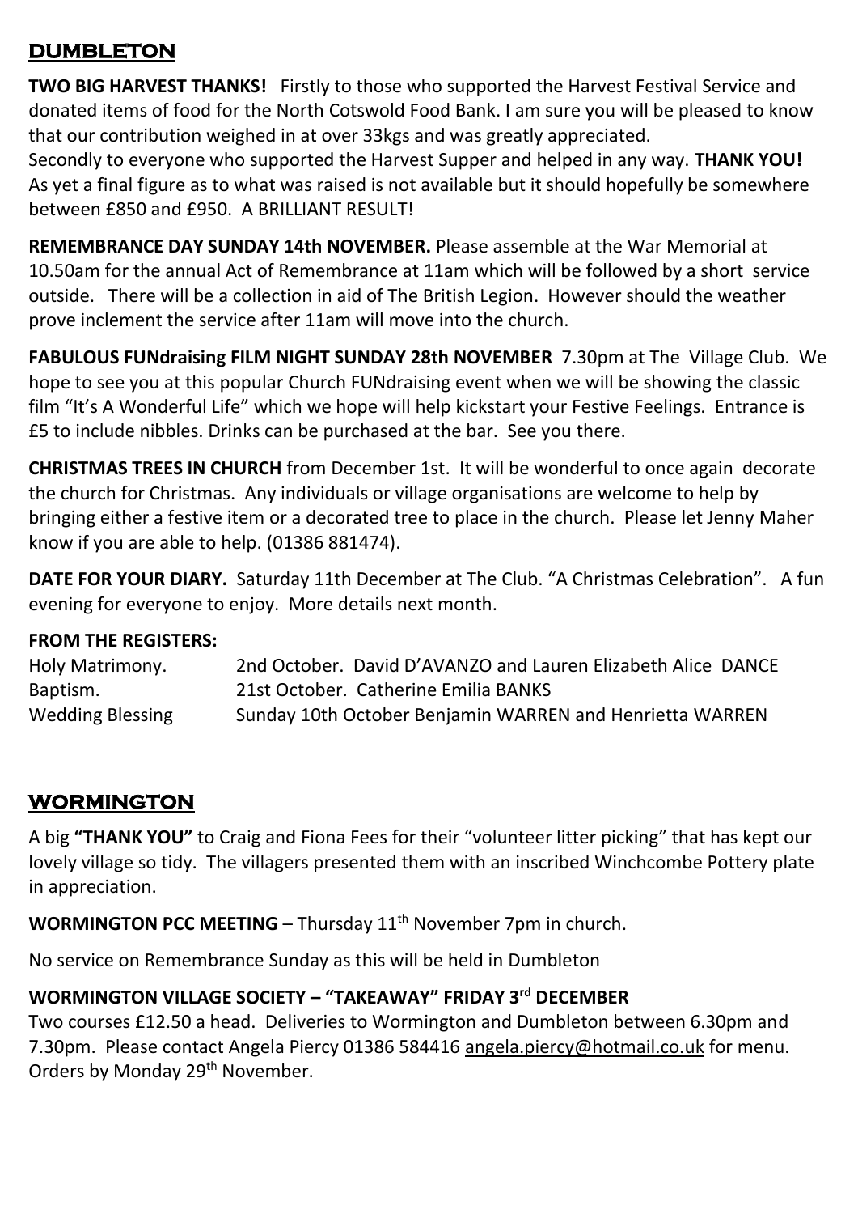## DUMBLETON

**TWO BIG HARVEST THANKS!** Firstly to those who supported the Harvest Festival Service and donated items of food for the North Cotswold Food Bank. I am sure you will be pleased to know that our contribution weighed in at over 33kgs and was greatly appreciated.
Secondly to everyone who supported the Harvest Supper and helped in any way. **THANK YOU!** As yet a final figure as to what was raised is not available but it should hopefully be somewhere between £850 and £950. A BRILLIANT RESULT!

**REMEMBRANCE DAY SUNDAY 14th NOVEMBER.** Please assemble at the War Memorial at 10.50am for the annual Act of Remembrance at 11am which will be followed by a short service outside. There will be a collection in aid of The British Legion. However should the weather prove inclement the service after 11am will move into the church.

**FABULOUS FUNdraising FILM NIGHT SUNDAY 28th NOVEMBER** 7.30pm at The Village Club. We hope to see you at this popular Church FUNdraising event when we will be showing the classic film "It's A Wonderful Life" which we hope will help kickstart your Festive Feelings. Entrance is £5 to include nibbles. Drinks can be purchased at the bar. See you there.

**CHRISTMAS TREES IN CHURCH** from December 1st. It will be wonderful to once again decorate the church for Christmas. Any individuals or village organisations are welcome to help by bringing either a festive item or a decorated tree to place in the church. Please let Jenny Maher know if you are able to help. (01386 881474).

**DATE FOR YOUR DIARY.** Saturday 11th December at The Club. "A Christmas Celebration". A fun evening for everyone to enjoy. More details next month.

**FROM THE REGISTERS:**

| | |
|---|---|
| Holy Matrimony. | 2nd October. David D'AVANZO and Lauren Elizabeth Alice DANCE |
| Baptism. | 21st October. Catherine Emilia BANKS |
| Wedding Blessing | Sunday 10th October Benjamin WARREN and Henrietta WARREN |

## WORMINGTON

A big **"THANK YOU"** to Craig and Fiona Fees for their "volunteer litter picking" that has kept our lovely village so tidy. The villagers presented them with an inscribed Winchcombe Pottery plate in appreciation.

**WORMINGTON PCC MEETING** – Thursday 11th November 7pm in church.

No service on Remembrance Sunday as this will be held in Dumbleton

**WORMINGTON VILLAGE SOCIETY – "TAKEAWAY" FRIDAY 3rd DECEMBER**
Two courses £12.50 a head. Deliveries to Wormington and Dumbleton between 6.30pm and 7.30pm. Please contact Angela Piercy 01386 584416 angela.piercy@hotmail.co.uk for menu. Orders by Monday 29th November.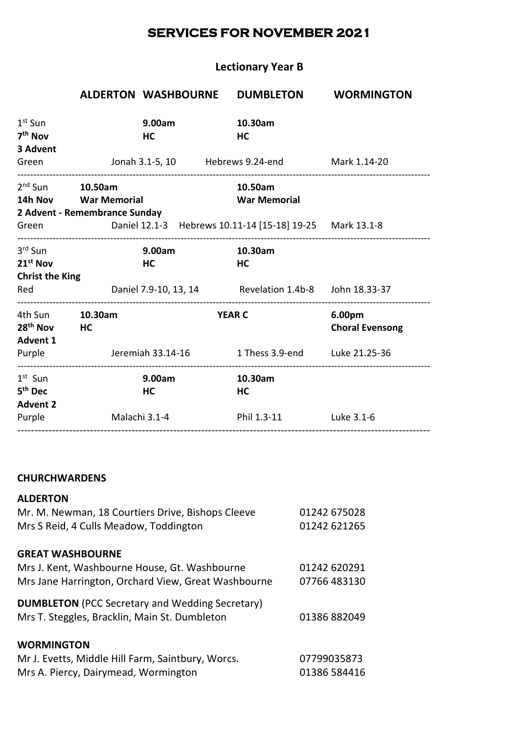# SERVICES FOR NOVEMBER 2021

## Lectionary Year B

| | ALDERTON | WASHBOURNE | DUMBLETON | WORMINGTON |
|---|---|---|---|---|
| 1st Sun **7th Nov** **3 Advent** | | **9.00am** **HC** | **10.30am** **HC** | |
| Green | | Jonah 3.1-5, 10 | Hebrews 9.24-end | Mark 1.14-20 |
| 2nd Sun **14h Nov** | **10.50am** **War Memorial** | | **10.50am** **War Memorial** | |
| **2 Advent - Remembrance Sunday** | | | | |
| Green | | Daniel 12.1-3 | Hebrews 10.11-14 [15-18] 19-25 | Mark 13.1-8 |
| 3rd Sun **21st Nov** **Christ the King** | | **9.00am** **HC** | **10.30am** **HC** | |
| Red | | Daniel 7.9-10, 13, 14 | Revelation 1.4b-8 | John 18.33-37 |
| 4th Sun **28th Nov** **Advent 1** | **10.30am** **HC** | | **YEAR C** | **6.00pm** **Choral Evensong** |
| Purple | | Jeremiah 33.14-16 | 1 Thess 3.9-end | Luke 21.25-36 |
| 1st Sun **5th Dec** **Advent 2** | | **9.00am** **HC** | **10.30am** **HC** | |
| Purple | | Malachi 3.1-4 | Phil 1.3-11 | Luke 3.1-6 |

## CHURCHWARDENS

**ALDERTON**

| | |
|---|---|
| Mr. M. Newman, 18 Courtiers Drive, Bishops Cleeve | 01242 675028 |
| Mrs S Reid, 4 Culls Meadow, Toddington | 01242 621265 |

**GREAT WASHBOURNE**

| | |
|---|---|
| Mrs J. Kent, Washbourne House, Gt. Washbourne | 01242 620291 |
| Mrs Jane Harrington, Orchard View, Great Washbourne | 07766 483130 |

**DUMBLETON** (PCC Secretary and Wedding Secretary)

| | |
|---|---|
| Mrs T. Steggles, Bracklin, Main St. Dumbleton | 01386 882049 |

**WORMINGTON**

| | |
|---|---|
| Mr J. Evetts, Middle Hill Farm, Saintbury, Worcs. | 07799035873 |
| Mrs A. Piercy, Dairymead, Wormington | 01386 584416 |